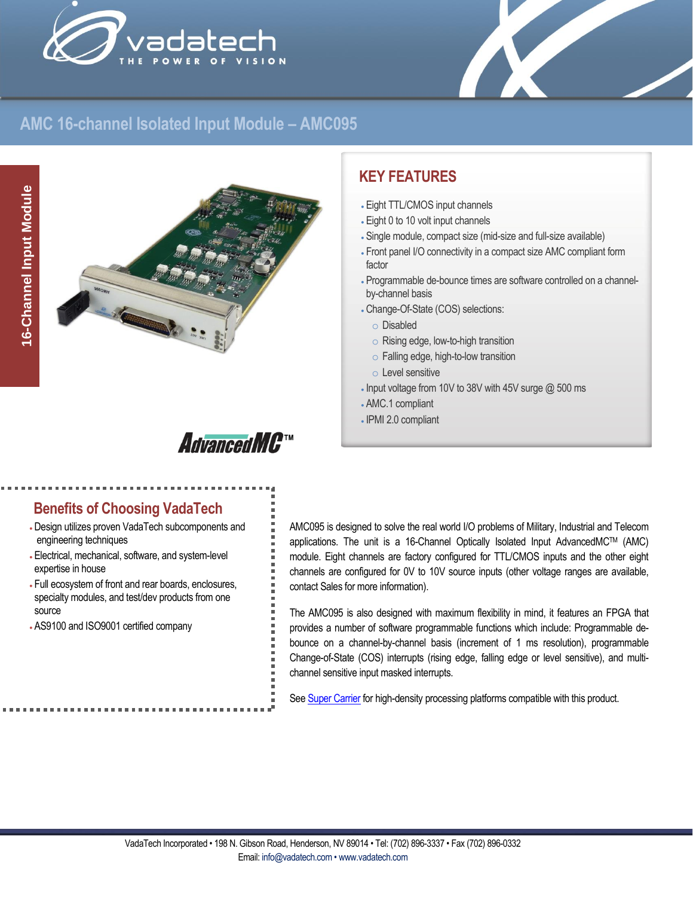# AMC 16-channel Isolated Input Module – AMC095

16-Channel Input Module

## KEY FEATURES

- Eight TTL/CMOS input channels
- Eight 0 to 10 volt input channels
- Single module, compact size (mid-size and full-size available)
- Front panel I/O connectivity in a compact size AMC compliant form factor
- Programmable de-bounce times are software controlled on a channel-by-channel basis
- Change-Of-State (COS) selections:
  - Disabled
  - Rising edge, low-to-high transition
  - Falling edge, high-to-low transition
  - Level sensitive
- Input voltage from 10V to 38V with 45V surge @ 500 ms
- AMC.1 compliant
- IPMI 2.0 compliant

## Benefits of Choosing VadaTech

- Design utilizes proven VadaTech subcomponents and engineering techniques
- Electrical, mechanical, software, and system-level expertise in house
- Full ecosystem of front and rear boards, enclosures, specialty modules, and test/dev products from one source
- AS9100 and ISO9001 certified company

AMC095 is designed to solve the real world I/O problems of Military, Industrial and Telecom applications. The unit is a 16-Channel Optically Isolated Input AdvancedMC™ (AMC) module. Eight channels are factory configured for TTL/CMOS inputs and the other eight channels are configured for 0V to 10V source inputs (other voltage ranges are available, contact Sales for more information).

The AMC095 is also designed with maximum flexibility in mind, it features an FPGA that provides a number of software programmable functions which include: Programmable de-bounce on a channel-by-channel basis (increment of 1 ms resolution), programmable Change-of-State (COS) interrupts (rising edge, falling edge or level sensitive), and multi-channel sensitive input masked interrupts.

See Super Carrier for high-density processing platforms compatible with this product.

VadaTech Incorporated • 198 N. Gibson Road, Henderson, NV 89014 • Tel: (702) 896-3337 • Fax (702) 896-0332
Email: info@vadatech.com • www.vadatech.com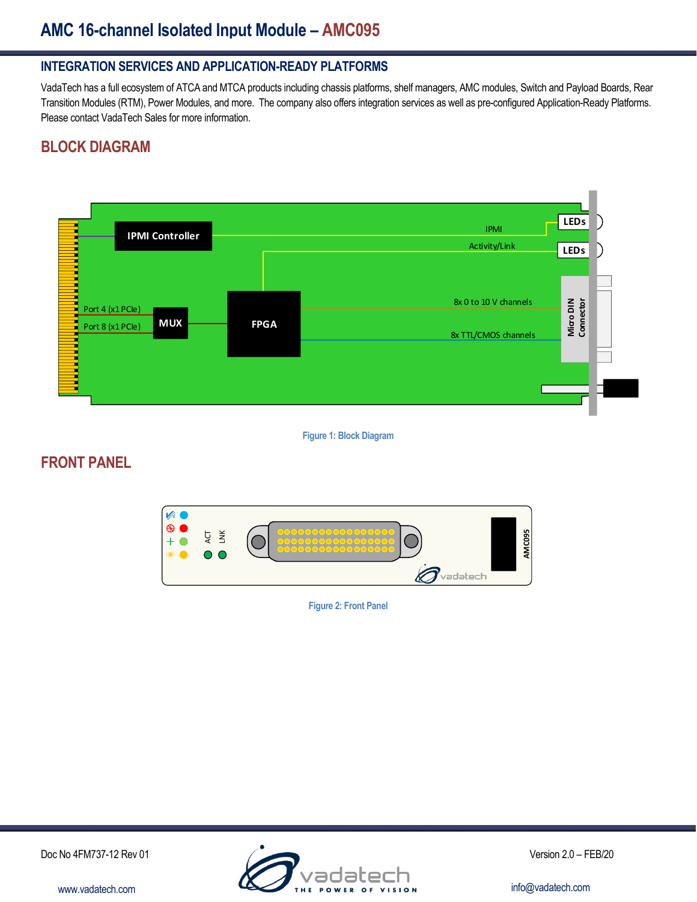## INTEGRATION SERVICES AND APPLICATION-READY PLATFORMS

VadaTech has a full ecosystem of ATCA and MTCA products including chassis platforms, shelf managers, AMC modules, Switch and Payload Boards, Rear Transition Modules (RTM), Power Modules, and more. The company also offers integration services as well as pre-configured Application-Ready Platforms. Please contact VadaTech Sales for more information.

## BLOCK DIAGRAM

Figure 1: Block Diagram

## FRONT PANEL

Figure 2: Front Panel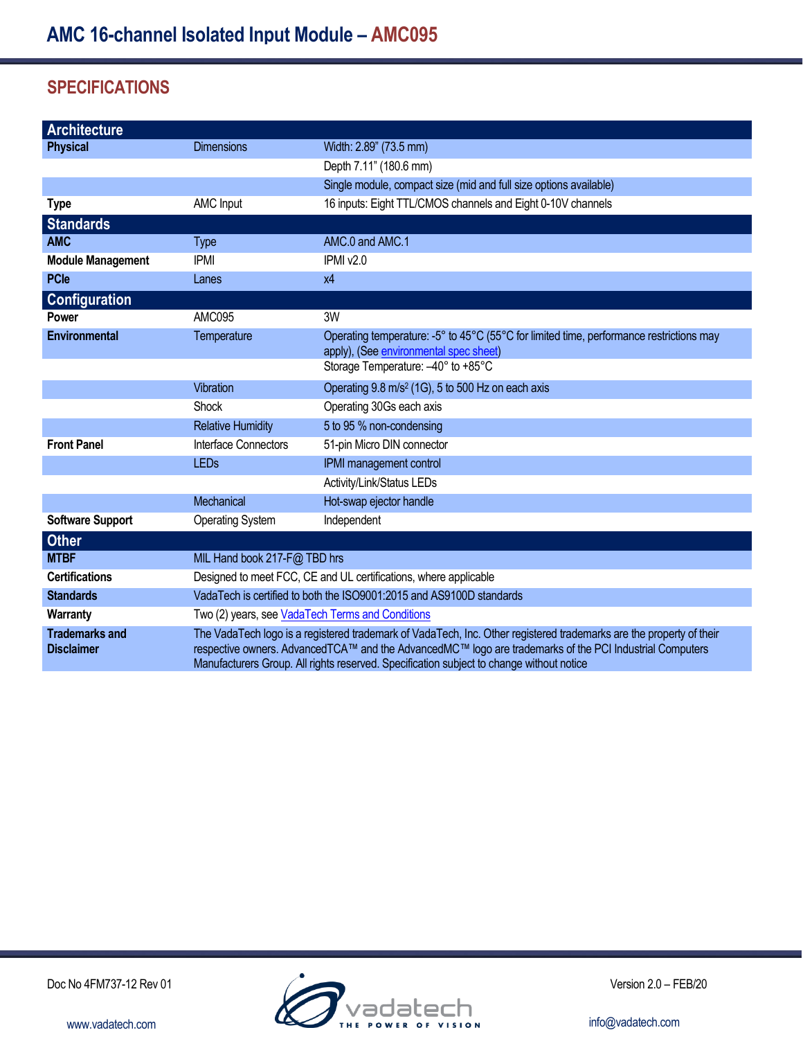## SPECIFICATIONS

| Architecture | | |
|---|---|---|
| **Physical** | Dimensions | Width: 2.89" (73.5 mm) |
| | | Depth 7.11" (180.6 mm) |
| | | Single module, compact size (mid and full size options available) |
| **Type** | AMC Input | 16 inputs: Eight TTL/CMOS channels and Eight 0-10V channels |
| **Standards** | | |
| **AMC** | Type | AMC.0 and AMC.1 |
| **Module Management** | IPMI | IPMI v2.0 |
| **PCIe** | Lanes | x4 |
| **Configuration** | | |
| **Power** | AMC095 | 3W |
| **Environmental** | Temperature | Operating temperature: -5° to 45°C (55°C for limited time, performance restrictions may apply), (See environmental spec sheet) |
| | | Storage Temperature: –40° to +85°C |
| | Vibration | Operating 9.8 m/s$^2$ (1G), 5 to 500 Hz on each axis |
| | Shock | Operating 30Gs each axis |
| | Relative Humidity | 5 to 95 % non-condensing |
| **Front Panel** | Interface Connectors | 51-pin Micro DIN connector |
| | LEDs | IPMI management control |
| | | Activity/Link/Status LEDs |
| | Mechanical | Hot-swap ejector handle |
| **Software Support** | Operating System | Independent |
| **Other** | | |
| **MTBF** | MIL Hand book 217-F@ TBD hrs | |
| **Certifications** | Designed to meet FCC, CE and UL certifications, where applicable | |
| **Standards** | VadaTech is certified to both the ISO9001:2015 and AS9100D standards | |
| **Warranty** | Two (2) years, see VadaTech Terms and Conditions | |
| **Trademarks and Disclaimer** | The VadaTech logo is a registered trademark of VadaTech, Inc. Other registered trademarks are the property of their respective owners. AdvancedTCA™ and the AdvancedMC™ logo are trademarks of the PCI Industrial Computers Manufacturers Group. All rights reserved. Specification subject to change without notice | |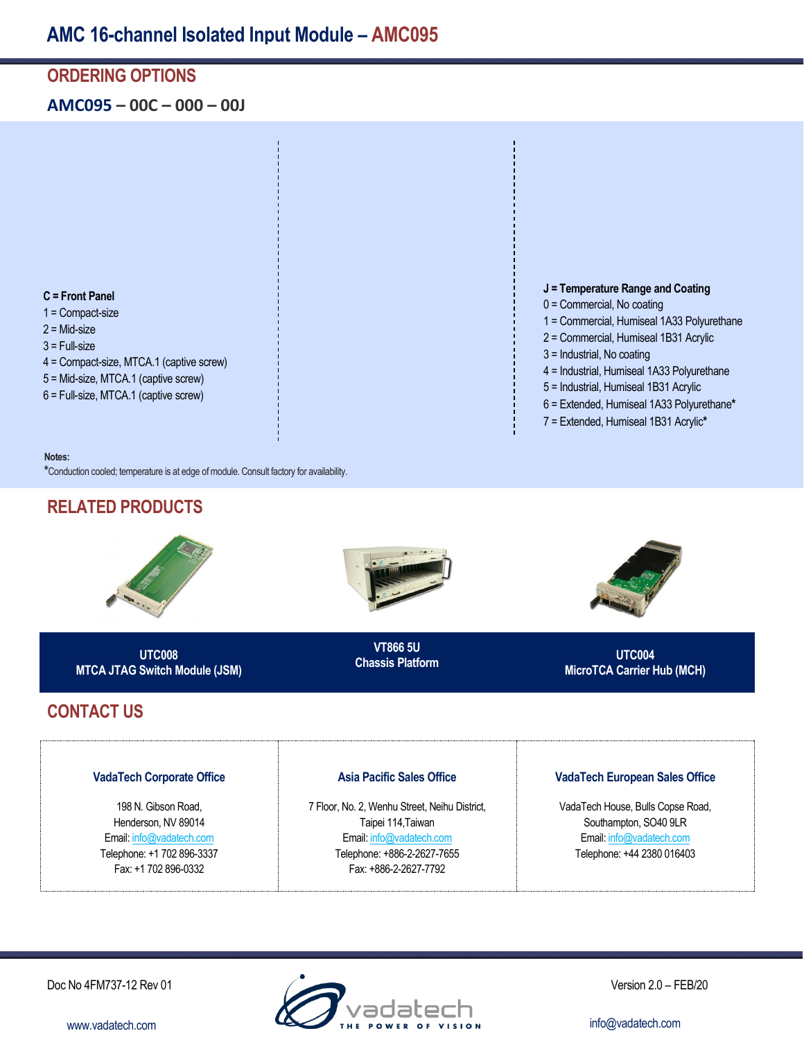# AMC 16-channel Isolated Input Module – AMC095

## ORDERING OPTIONS

### AMC095 – 00C – 000 – 00J

**C = Front Panel**
1 = Compact-size
2 = Mid-size
3 = Full-size
4 = Compact-size, MTCA.1 (captive screw)
5 = Mid-size, MTCA.1 (captive screw)
6 = Full-size, MTCA.1 (captive screw)

**J = Temperature Range and Coating**
0 = Commercial, No coating
1 = Commercial, Humiseal 1A33 Polyurethane
2 = Commercial, Humiseal 1B31 Acrylic
3 = Industrial, No coating
4 = Industrial, Humiseal 1A33 Polyurethane
5 = Industrial, Humiseal 1B31 Acrylic
6 = Extended, Humiseal 1A33 Polyurethane*
7 = Extended, Humiseal 1B31 Acrylic*

**Notes:**
*Conduction cooled; temperature is at edge of module. Consult factory for availability.

## RELATED PRODUCTS

| | | |
|---|---|---|
| UTC008<br>MTCA JTAG Switch Module (JSM) | VT866 5U<br>Chassis Platform | UTC004<br>MicroTCA Carrier Hub (MCH) |

## CONTACT US

| VadaTech Corporate Office | Asia Pacific Sales Office | VadaTech European Sales Office |
|---|---|---|
| 198 N. Gibson Road,<br>Henderson, NV 89014<br>Email: info@vadatech.com<br>Telephone: +1 702 896-3337<br>Fax: +1 702 896-0332 | 7 Floor, No. 2, Wenhu Street, Neihu District,<br>Taipei 114,Taiwan<br>Email: info@vadatech.com<br>Telephone: +886-2-2627-7655<br>Fax: +886-2-2627-7792 | VadaTech House, Bulls Copse Road,<br>Southampton, SO40 9LR<br>Email: info@vadatech.com<br>Telephone: +44 2380 016403 |

Doc No 4FM737-12 Rev 01

Version 2.0 – FEB/20

www.vadatech.com

info@vadatech.com